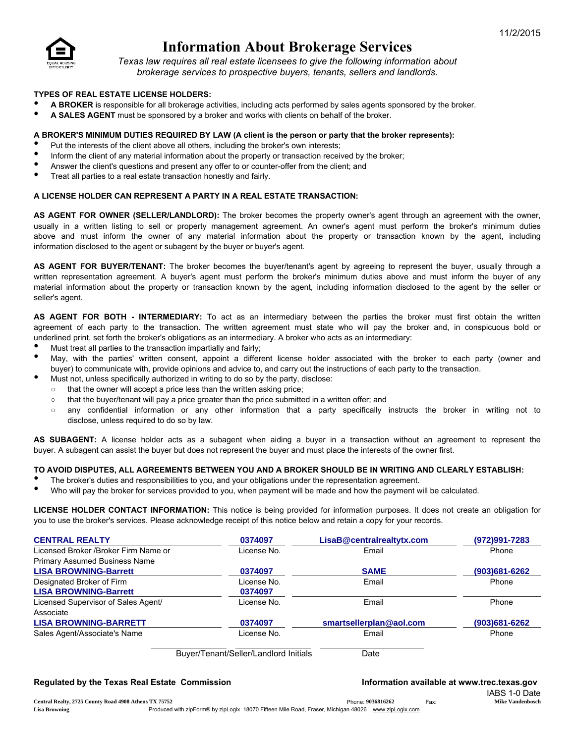11/2/2015

# Information About Brokerage Services

*Texas law requires all real estate licensees to give the following information about brokerage services to prospective buyers, tenants, sellers and landlords.*

**TYPES OF REAL ESTATE LICENSE HOLDERS:**

- **A BROKER** is responsible for all brokerage activities, including acts performed by sales agents sponsored by the broker.
- **A SALES AGENT** must be sponsored by a broker and works with clients on behalf of the broker.

**A BROKER'S MINIMUM DUTIES REQUIRED BY LAW (A client is the person or party that the broker represents):**

- Put the interests of the client above all others, including the broker's own interests;
- Inform the client of any material information about the property or transaction received by the broker;
- Answer the client's questions and present any offer to or counter-offer from the client; and
- Treat all parties to a real estate transaction honestly and fairly.

**A LICENSE HOLDER CAN REPRESENT A PARTY IN A REAL ESTATE TRANSACTION:**

**AS AGENT FOR OWNER (SELLER/LANDLORD):** The broker becomes the property owner's agent through an agreement with the owner, usually in a written listing to sell or property management agreement. An owner's agent must perform the broker's minimum duties above and must inform the owner of any material information about the property or transaction known by the agent, including information disclosed to the agent or subagent by the buyer or buyer's agent.

**AS AGENT FOR BUYER/TENANT:** The broker becomes the buyer/tenant's agent by agreeing to represent the buyer, usually through a written representation agreement. A buyer's agent must perform the broker's minimum duties above and must inform the buyer of any material information about the property or transaction known by the agent, including information disclosed to the agent by the seller or seller's agent.

**AS AGENT FOR BOTH - INTERMEDIARY:** To act as an intermediary between the parties the broker must first obtain the written agreement of each party to the transaction. The written agreement must state who will pay the broker and, in conspicuous bold or underlined print, set forth the broker's obligations as an intermediary. A broker who acts as an intermediary:

- Must treat all parties to the transaction impartially and fairly;
- May, with the parties' written consent, appoint a different license holder associated with the broker to each party (owner and buyer) to communicate with, provide opinions and advice to, and carry out the instructions of each party to the transaction.
- Must not, unless specifically authorized in writing to do so by the party, disclose:
  - that the owner will accept a price less than the written asking price;
  - that the buyer/tenant will pay a price greater than the price submitted in a written offer; and
  - any confidential information or any other information that a party specifically instructs the broker in writing not to disclose, unless required to do so by law.

**AS SUBAGENT:** A license holder acts as a subagent when aiding a buyer in a transaction without an agreement to represent the buyer. A subagent can assist the buyer but does not represent the buyer and must place the interests of the owner first.

**TO AVOID DISPUTES, ALL AGREEMENTS BETWEEN YOU AND A BROKER SHOULD BE IN WRITING AND CLEARLY ESTABLISH:**

- The broker's duties and responsibilities to you, and your obligations under the representation agreement.
- Who will pay the broker for services provided to you, when payment will be made and how the payment will be calculated.

**LICENSE HOLDER CONTACT INFORMATION:** This notice is being provided for information purposes. It does not create an obligation for you to use the broker's services. Please acknowledge receipt of this notice below and retain a copy for your records.

| | | | |
|---|---|---|---|
| **CENTRAL REALTY** | **0374097** | **LisaB@centralrealtytx.com** | **(972)991-7283** |
| Licensed Broker /Broker Firm Name or Primary Assumed Business Name | License No. | Email | Phone |
| **LISA BROWNING-Barrett** | **0374097** | **SAME** | **(903)681-6262** |
| Designated Broker of Firm | License No. | Email | Phone |
| **LISA BROWNING-Barrett** | **0374097** | | |
| Licensed Supervisor of Sales Agent/ Associate | License No. | Email | Phone |
| **LISA BROWNING-BARRETT** | **0374097** | **smartsellerplan@aol.com** | **(903)681-6262** |
| Sales Agent/Associate's Name | License No. | Email | Phone |

Buyer/Tenant/Seller/Landlord Initials                Date

**Regulated by the Texas Real Estate Commission**                **Information available at www.trec.texas.gov**

IABS 1-0 Date

Central Realty, 2725 County Road 4908 Athens TX 75752    Phone: 9036816262    Fax:    Mike Vandenbosch

Lisa Browning    Produced with zipForm® by zipLogix 18070 Fifteen Mile Road, Fraser, Michigan 48026 www.zipLogix.com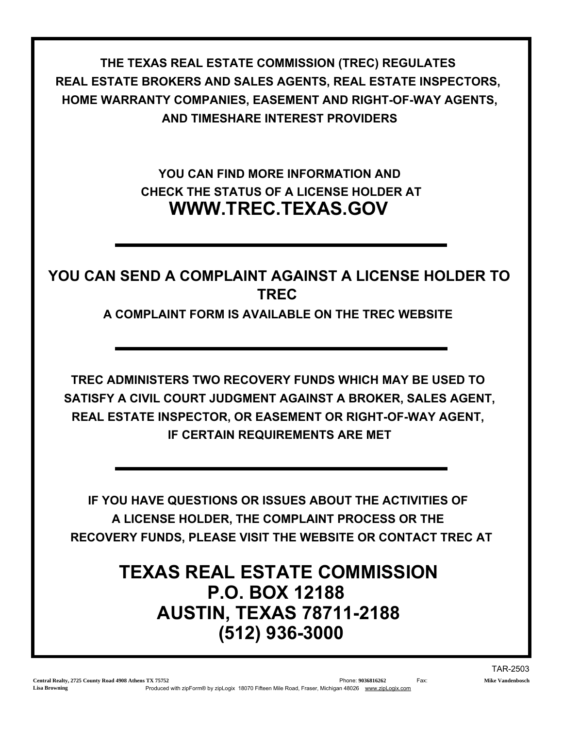**THE TEXAS REAL ESTATE COMMISSION (TREC) REGULATES REAL ESTATE BROKERS AND SALES AGENTS, REAL ESTATE INSPECTORS, HOME WARRANTY COMPANIES, EASEMENT AND RIGHT-OF-WAY AGENTS, AND TIMESHARE INTEREST PROVIDERS**

**YOU CAN FIND MORE INFORMATION AND CHECK THE STATUS OF A LICENSE HOLDER AT**

## WWW.TREC.TEXAS.GOV

---

## YOU CAN SEND A COMPLAINT AGAINST A LICENSE HOLDER TO TREC

**A COMPLAINT FORM IS AVAILABLE ON THE TREC WEBSITE**

---

**TREC ADMINISTERS TWO RECOVERY FUNDS WHICH MAY BE USED TO SATISFY A CIVIL COURT JUDGMENT AGAINST A BROKER, SALES AGENT, REAL ESTATE INSPECTOR, OR EASEMENT OR RIGHT-OF-WAY AGENT, IF CERTAIN REQUIREMENTS ARE MET**

---

**IF YOU HAVE QUESTIONS OR ISSUES ABOUT THE ACTIVITIES OF A LICENSE HOLDER, THE COMPLAINT PROCESS OR THE RECOVERY FUNDS, PLEASE VISIT THE WEBSITE OR CONTACT TREC AT**

## TEXAS REAL ESTATE COMMISSION
## P.O. BOX 12188
## AUSTIN, TEXAS 78711-2188
## (512) 936-3000

TAR-2503

Central Realty, 2725 County Road 4908 Athens TX 75752 Phone: 9036816262 Fax: Mike Vandenbosch
Lisa Browning Produced with zipForm® by zipLogix 18070 Fifteen Mile Road, Fraser, Michigan 48026 www.zipLogix.com